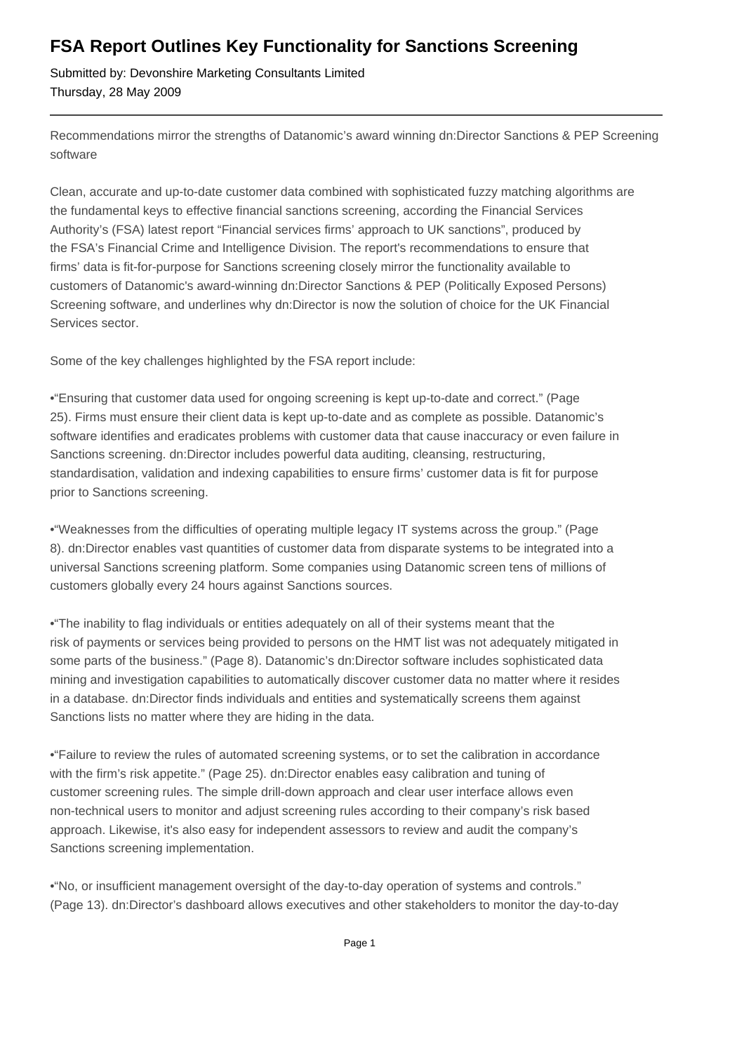# FSA Report Outlines Key Functionality for Sanctions Screening

Submitted by: Devonshire Marketing Consultants Limited
Thursday, 28 May 2009

---

Recommendations mirror the strengths of Datanomic's award winning dn:Director Sanctions & PEP Screening software

Clean, accurate and up-to-date customer data combined with sophisticated fuzzy matching algorithms are the fundamental keys to effective financial sanctions screening, according the Financial Services Authority's (FSA) latest report "Financial services firms' approach to UK sanctions", produced by the FSA's Financial Crime and Intelligence Division. The report's recommendations to ensure that firms' data is fit-for-purpose for Sanctions screening closely mirror the functionality available to customers of Datanomic's award-winning dn:Director Sanctions & PEP (Politically Exposed Persons) Screening software, and underlines why dn:Director is now the solution of choice for the UK Financial Services sector.

Some of the key challenges highlighted by the FSA report include:

•"Ensuring that customer data used for ongoing screening is kept up-to-date and correct." (Page 25). Firms must ensure their client data is kept up-to-date and as complete as possible. Datanomic's software identifies and eradicates problems with customer data that cause inaccuracy or even failure in Sanctions screening. dn:Director includes powerful data auditing, cleansing, restructuring, standardisation, validation and indexing capabilities to ensure firms' customer data is fit for purpose prior to Sanctions screening.

•"Weaknesses from the difficulties of operating multiple legacy IT systems across the group." (Page 8). dn:Director enables vast quantities of customer data from disparate systems to be integrated into a universal Sanctions screening platform. Some companies using Datanomic screen tens of millions of customers globally every 24 hours against Sanctions sources.

•"The inability to flag individuals or entities adequately on all of their systems meant that the risk of payments or services being provided to persons on the HMT list was not adequately mitigated in some parts of the business." (Page 8). Datanomic's dn:Director software includes sophisticated data mining and investigation capabilities to automatically discover customer data no matter where it resides in a database. dn:Director finds individuals and entities and systematically screens them against Sanctions lists no matter where they are hiding in the data.

•"Failure to review the rules of automated screening systems, or to set the calibration in accordance with the firm's risk appetite." (Page 25). dn:Director enables easy calibration and tuning of customer screening rules. The simple drill-down approach and clear user interface allows even non-technical users to monitor and adjust screening rules according to their company's risk based approach. Likewise, it's also easy for independent assessors to review and audit the company's Sanctions screening implementation.

•"No, or insufficient management oversight of the day-to-day operation of systems and controls." (Page 13). dn:Director's dashboard allows executives and other stakeholders to monitor the day-to-day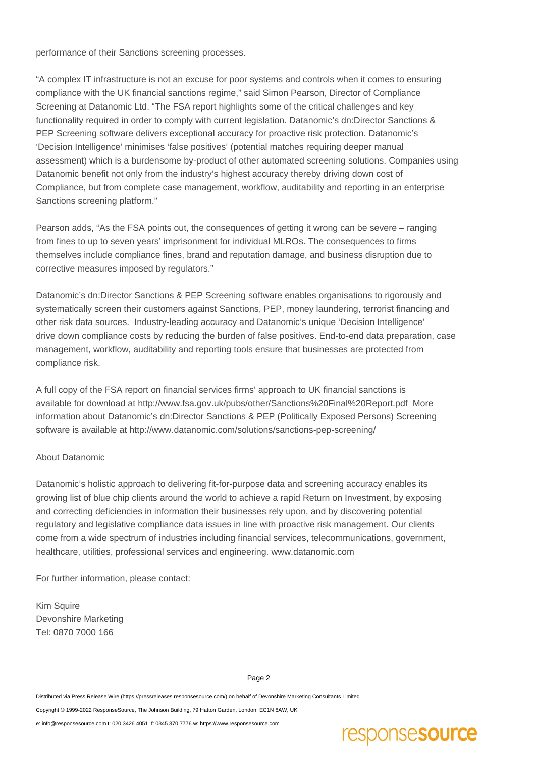performance of their Sanctions screening processes.

“A complex IT infrastructure is not an excuse for poor systems and controls when it comes to ensuring compliance with the UK financial sanctions regime,” said Simon Pearson, Director of Compliance Screening at Datanomic Ltd. “The FSA report highlights some of the critical challenges and key functionality required in order to comply with current legislation. Datanomic’s dn:Director Sanctions & PEP Screening software delivers exceptional accuracy for proactive risk protection. Datanomic’s ‘Decision Intelligence’ minimises ‘false positives’ (potential matches requiring deeper manual assessment) which is a burdensome by-product of other automated screening solutions. Companies using Datanomic benefit not only from the industry’s highest accuracy thereby driving down cost of Compliance, but from complete case management, workflow, auditability and reporting in an enterprise Sanctions screening platform.”

Pearson adds, “As the FSA points out, the consequences of getting it wrong can be severe – ranging from fines to up to seven years’ imprisonment for individual MLROs. The consequences to firms themselves include compliance fines, brand and reputation damage, and business disruption due to corrective measures imposed by regulators.”

Datanomic’s dn:Director Sanctions & PEP Screening software enables organisations to rigorously and systematically screen their customers against Sanctions, PEP, money laundering, terrorist financing and other risk data sources. Industry-leading accuracy and Datanomic’s unique ‘Decision Intelligence’ drive down compliance costs by reducing the burden of false positives. End-to-end data preparation, case management, workflow, auditability and reporting tools ensure that businesses are protected from compliance risk.

A full copy of the FSA report on financial services firms’ approach to UK financial sanctions is available for download at http://www.fsa.gov.uk/pubs/other/Sanctions%20Final%20Report.pdf More information about Datanomic’s dn:Director Sanctions & PEP (Politically Exposed Persons) Screening software is available at http://www.datanomic.com/solutions/sanctions-pep-screening/

About Datanomic

Datanomic’s holistic approach to delivering fit-for-purpose data and screening accuracy enables its growing list of blue chip clients around the world to achieve a rapid Return on Investment, by exposing and correcting deficiencies in information their businesses rely upon, and by discovering potential regulatory and legislative compliance data issues in line with proactive risk management. Our clients come from a wide spectrum of industries including financial services, telecommunications, government, healthcare, utilities, professional services and engineering. www.datanomic.com

For further information, please contact:

Kim Squire
Devonshire Marketing
Tel: 0870 7000 166